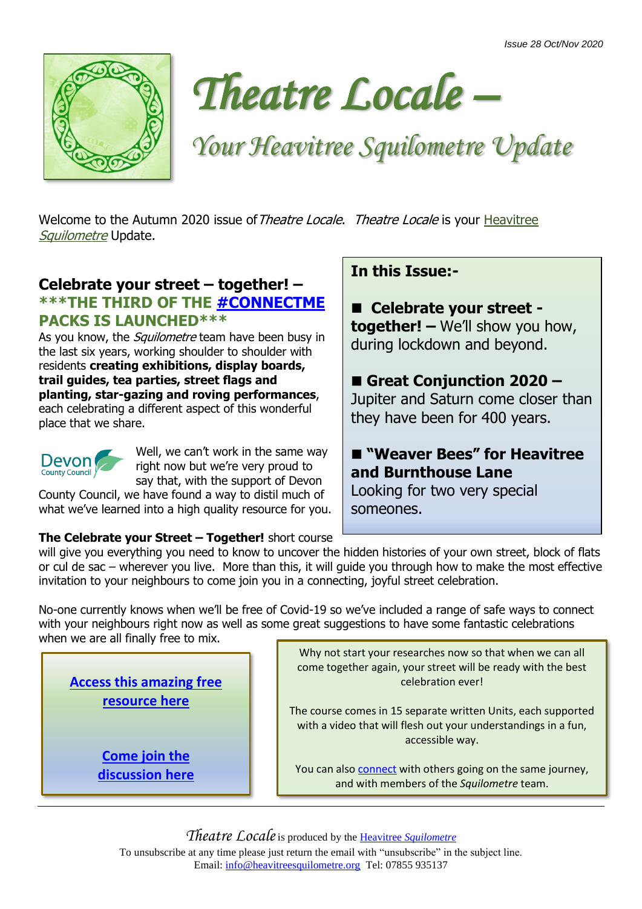Issue 28 Oct/Nov 2020

# *Theatre Locale –*

## *Your Heavitree Squilometre Update*

Welcome to the Autumn 2020 issue of *Theatre Locale*. *Theatre Locale* is your Heavitree *Squilometre* Update.

**In this Issue:-**

- **Celebrate your street - together! –** We'll show you how, during lockdown and beyond.
- **Great Conjunction 2020 –** Jupiter and Saturn come closer than they have been for 400 years.
- **"Weaver Bees" for Heavitree and Burnthouse Lane** Looking for two very special someones.

## Celebrate your street – together! – ***THE THIRD OF THE #CONNECTME PACKS IS LAUNCHED***

As you know, the *Squilometre* team have been busy in the last six years, working shoulder to shoulder with residents **creating exhibitions, display boards, trail guides, tea parties, street flags and planting, star-gazing and roving performances**, each celebrating a different aspect of this wonderful place that we share.

Devon County Council

Well, we can't work in the same way right now but we're very proud to say that, with the support of Devon County Council, we have found a way to distil much of what we've learned into a high quality resource for you.

**The Celebrate your Street – Together!** short course will give you everything you need to know to uncover the hidden histories of your own street, block of flats or cul de sac – wherever you live. More than this, it will guide you through how to make the most effective invitation to your neighbours to come join you in a connecting, joyful street celebration.

No-one currently knows when we'll be free of Covid-19 so we've included a range of safe ways to connect with your neighbours right now as well as some great suggestions to have some fantastic celebrations when we are all finally free to mix.

**Access this amazing free resource here**

**Come join the discussion here**

Why not start your researches now so that when we can all come together again, your street will be ready with the best celebration ever!

The course comes in 15 separate written Units, each supported with a video that will flesh out your understandings in a fun, accessible way.

You can also connect with others going on the same journey, and with members of the *Squilometre* team.

---

*Theatre Locale* is produced by the Heavitree *Squilometre*
To unsubscribe at any time please just return the email with "unsubscribe" in the subject line.
Email: info@heavitreesquilometre.org Tel: 07855 935137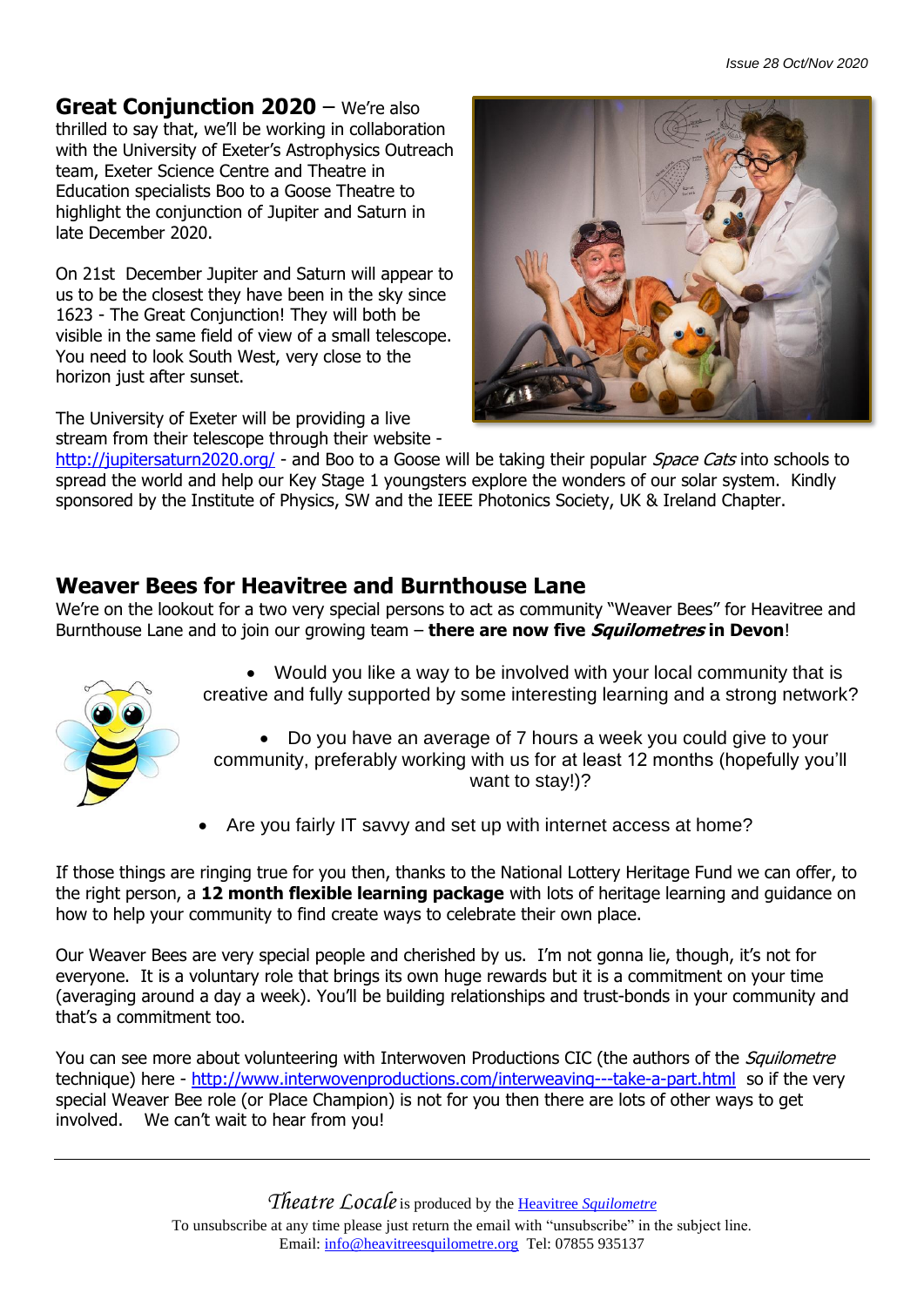**Great Conjunction 2020** – We're also thrilled to say that, we'll be working in collaboration with the University of Exeter's Astrophysics Outreach team, Exeter Science Centre and Theatre in Education specialists Boo to a Goose Theatre to highlight the conjunction of Jupiter and Saturn in late December 2020.

On 21st December Jupiter and Saturn will appear to us to be the closest they have been in the sky since 1623 - The Great Conjunction! They will both be visible in the same field of view of a small telescope. You need to look South West, very close to the horizon just after sunset.

The University of Exeter will be providing a live stream from their telescope through their website - http://jupitersaturn2020.org/ - and Boo to a Goose will be taking their popular *Space Cats* into schools to spread the world and help our Key Stage 1 youngsters explore the wonders of our solar system. Kindly sponsored by the Institute of Physics, SW and the IEEE Photonics Society, UK & Ireland Chapter.

## Weaver Bees for Heavitree and Burnthouse Lane

We're on the lookout for a two very special persons to act as community "Weaver Bees" for Heavitree and Burnthouse Lane and to join our growing team – **there are now five *Squilometres* in Devon**!

- Would you like a way to be involved with your local community that is creative and fully supported by some interesting learning and a strong network?
- Do you have an average of 7 hours a week you could give to your community, preferably working with us for at least 12 months (hopefully you'll want to stay!)?
- Are you fairly IT savvy and set up with internet access at home?

If those things are ringing true for you then, thanks to the National Lottery Heritage Fund we can offer, to the right person, a **12 month flexible learning package** with lots of heritage learning and guidance on how to help your community to find create ways to celebrate their own place.

Our Weaver Bees are very special people and cherished by us. I'm not gonna lie, though, it's not for everyone. It is a voluntary role that brings its own huge rewards but it is a commitment on your time (averaging around a day a week). You'll be building relationships and trust-bonds in your community and that's a commitment too.

You can see more about volunteering with Interwoven Productions CIC (the authors of the *Squilometre* technique) here - http://www.interwovenproductions.com/interweaving---take-a-part.html so if the very special Weaver Bee role (or Place Champion) is not for you then there are lots of other ways to get involved. We can't wait to hear from you!

---

*Theatre Locale* is produced by the Heavitree *Squilometre*

To unsubscribe at any time please just return the email with "unsubscribe" in the subject line.

Email: info@heavitreesquilometre.org Tel: 07855 935137